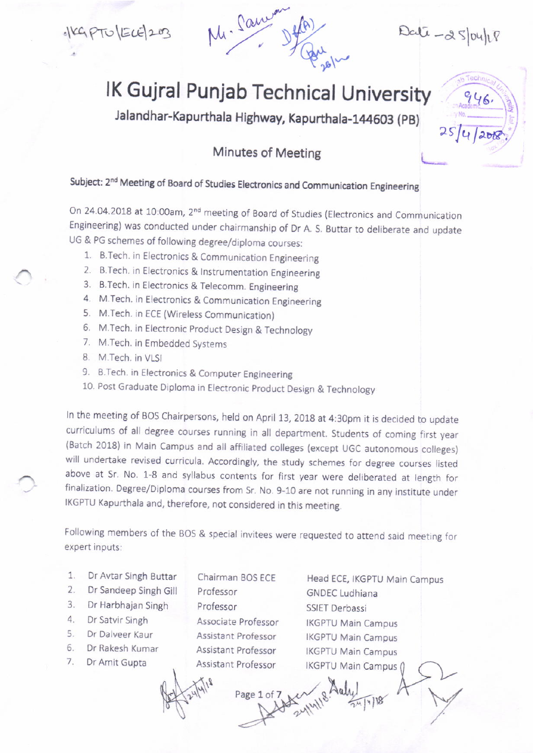# IK Gujral Punjab Technical University

Jalandhar-Kapurthala Highway, Kapurthala-144603 (PB)

## Minutes of Meeting

**Subject: 2nd Meeting of Board of Studies Electronics and Communication Engineering**

On 24.04.2018 at 10:00am, 2nd meeting of Board of Studies (Electronics and Communication Engineering) was conducted under chairmanship of Dr A. S. Buttar to deliberate and update UG & PG schemes of following degree/diploma courses:

1. B.Tech. in Electronics & Communication Engineering
2. B.Tech. in Electronics & Instrumentation Engineering
3. B.Tech. in Electronics & Telecomm. Engineering
4. M.Tech. in Electronics & Communication Engineering
5. M.Tech. in ECE (Wireless Communication)
6. M.Tech. in Electronic Product Design & Technology
7. M.Tech. in Embedded Systems
8. M.Tech. in VLSI
9. B.Tech. in Electronics & Computer Engineering
10. Post Graduate Diploma in Electronic Product Design & Technology

In the meeting of BOS Chairpersons, held on April 13, 2018 at 4:30pm it is decided to update curriculums of all degree courses running in all department. Students of coming first year (Batch 2018) in Main Campus and all affiliated colleges (except UGC autonomous colleges) will undertake revised curricula. Accordingly, the study schemes for degree courses listed above at Sr. No. 1-8 and syllabus contents for first year were deliberated at length for finalization. Degree/Diploma courses from Sr. No. 9-10 are not running in any institute under IKGPTU Kapurthala and, therefore, not considered in this meeting.

Following members of the BOS & special invitees were requested to attend said meeting for expert inputs:

| | Name | Designation | Institute |
|---|---|---|---|
| 1. | Dr Avtar Singh Buttar | Chairman BOS ECE | Head ECE, IKGPTU Main Campus |
| 2. | Dr Sandeep Singh Gill | Professor | GNDEC Ludhiana |
| 3. | Dr Harbhajan Singh | Professor | SSIET Derbassi |
| 4. | Dr Satvir Singh | Associate Professor | IKGPTU Main Campus |
| 5. | Dr Dalveer Kaur | Assistant Professor | IKGPTU Main Campus |
| 6. | Dr Rakesh Kumar | Assistant Professor | IKGPTU Main Campus |
| 7. | Dr Amit Gupta | Assistant Professor | IKGPTU Main Campus |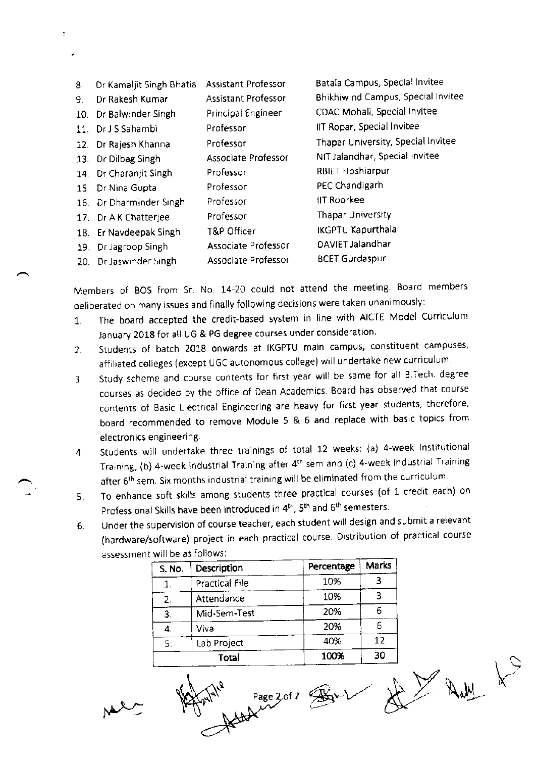| | | | |
|---|---|---|---|
| 8. | Dr Kamaljit Singh Bhatia | Assistant Professor | Batala Campus, Special Invitee |
| 9. | Dr Rakesh Kumar | Assistant Professor | Bhikhiwind Campus, Special Invitee |
| 10. | Dr Balwinder Singh | Principal Engineer | CDAC Mohali, Special Invitee |
| 11. | Dr J S Sahambi | Professor | IIT Ropar, Special Invitee |
| 12. | Dr Rajesh Khanna | Professor | Thapar University, Special Invitee |
| 13. | Dr Dilbag Singh | Associate Professor | NIT Jalandhar, Special Invitee |
| 14. | Dr Charanjit Singh | Professor | RBIET Hoshiarpur |
| 15. | Dr Nina Gupta | Professor | PEC Chandigarh |
| 16. | Dr Dharminder Singh | Professor | IIT Roorkee |
| 17. | Dr A K Chatterjee | Professor | Thapar University |
| 18. | Er Navdeepak Singh | T&P Officer | IKGPTU Kapurthala |
| 19. | Dr Jagroop Singh | Associate Professor | DAVIET Jalandhar |
| 20. | Dr Jaswinder Singh | Associate Professor | BCET Gurdaspur |

Members of BOS from Sr. No. 14-20 could not attend the meeting. Board members deliberated on many issues and finally following decisions were taken unanimously:

1. The board accepted the credit-based system in line with AICTE Model Curriculum January 2018 for all UG & PG degree courses under consideration.
2. Students of batch 2018 onwards at IKGPTU main campus, constituent campuses, affiliated colleges (except UGC autonomous college) will undertake new curriculum.
3. Study scheme and course contents for first year will be same for all B.Tech. degree courses as decided by the office of Dean Academics. Board has observed that course contents of Basic Electrical Engineering are heavy for first year students, therefore, board recommended to remove Module 5 & 6 and replace with basic topics from electronics engineering.
4. Students will undertake three trainings of total 12 weeks: (a) 4-week Institutional Training, (b) 4-week Industrial Training after 4th sem and (c) 4-week Industrial Training after 6th sem. Six months industrial training will be eliminated from the curriculum.
5. To enhance soft skills among students three practical courses (of 1 credit each) on Professional Skills have been introduced in 4th, 5th and 6th semesters.
6. Under the supervision of course teacher, each student will design and submit a relevant (hardware/software) project in each practical course. Distribution of practical course assessment will be as follows:

| S. No. | Description | Percentage | Marks |
|---|---|---|---|
| 1. | Practical File | 10% | 3 |
| 2. | Attendance | 10% | 3 |
| 3. | Mid-Sem-Test | 20% | 6 |
| 4. | Viva | 20% | 6 |
| 5. | Lab Project | 40% | 12 |
| **Total** | | **100%** | **30** |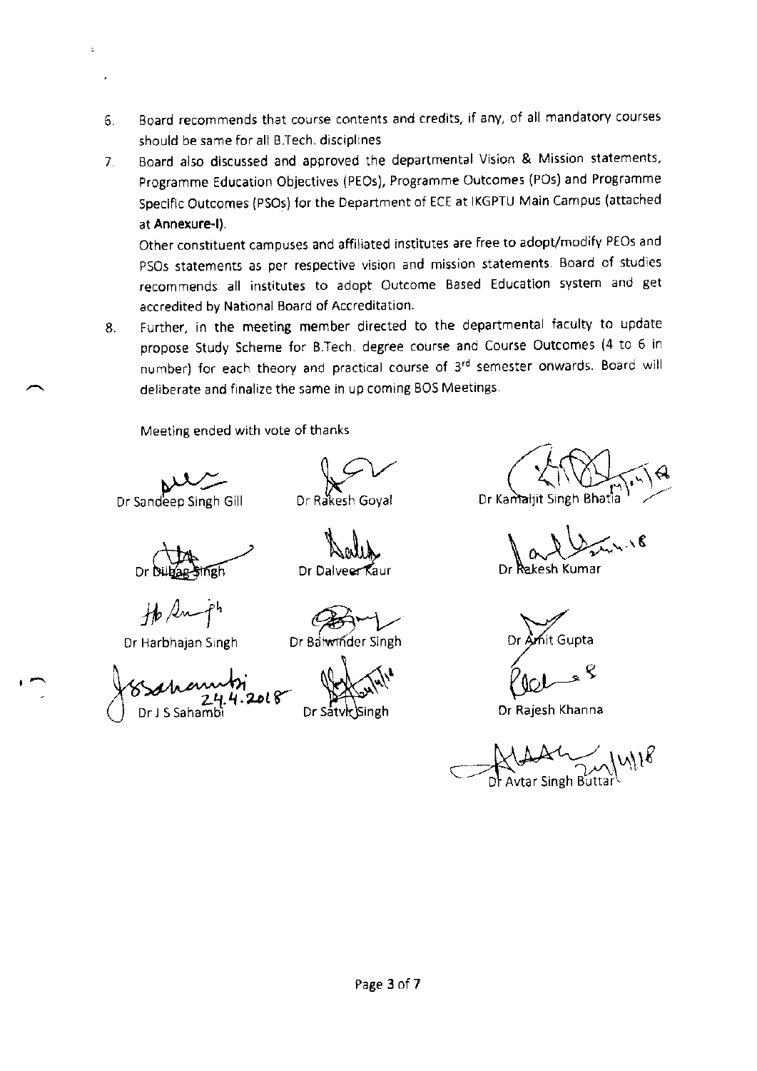6. Board recommends that course contents and credits, if any, of all mandatory courses should be same for all B.Tech. disciplines

7. Board also discussed and approved the departmental Vision & Mission statements, Programme Education Objectives (PEOs), Programme Outcomes (POs) and Programme Specific Outcomes (PSOs) for the Department of ECE at IKGPTU Main Campus (attached at **Annexure-I**).

   Other constituent campuses and affiliated institutes are free to adopt/modify PEOs and PSOs statements as per respective vision and mission statements. Board of studies recommends all institutes to adopt Outcome Based Education system and get accredited by National Board of Accreditation.

8. Further, in the meeting member directed to the departmental faculty to update propose Study Scheme for B.Tech. degree course and Course Outcomes (4 to 6 in number) for each theory and practical course of 3rd semester onwards. Board will deliberate and finalize the same in up coming BOS Meetings.

Meeting ended with vote of thanks

| | | |
|---|---|---|
| Dr Sandeep Singh Gill | Dr Rakesh Goyal | Dr Kamaljit Singh Bhatia |
| Dr Dilbag Singh | Dr Dalveer Kaur | Dr Rakesh Kumar |
| Dr Harbhajan Singh | Dr Balwinder Singh | Dr Amit Gupta |
| Dr J S Sahambi | Dr Satvir Singh | Dr Rajesh Khanna |
| | | Dr Avtar Singh Buttar |